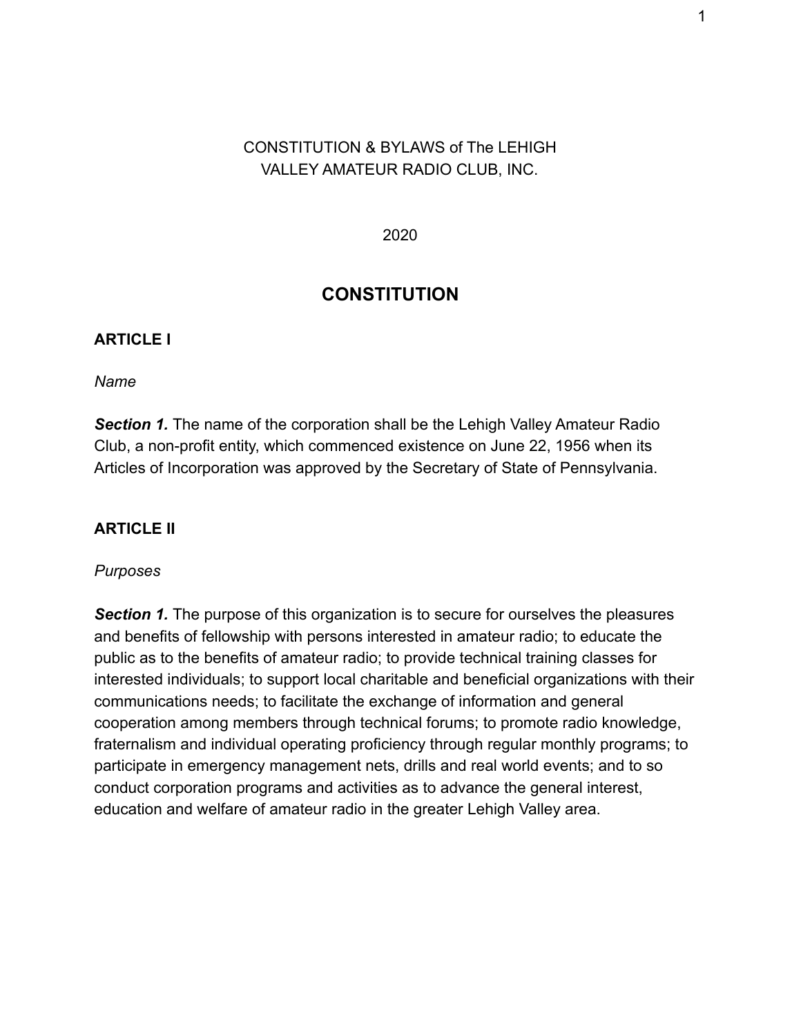CONSTITUTION & BYLAWS of The LEHIGH VALLEY AMATEUR RADIO CLUB, INC.

2020

# CONSTITUTION

## ARTICLE I

*Name*

***Section 1.*** The name of the corporation shall be the Lehigh Valley Amateur Radio Club, a non-profit entity, which commenced existence on June 22, 1956 when its Articles of Incorporation was approved by the Secretary of State of Pennsylvania.

## ARTICLE II

*Purposes*

***Section 1.*** The purpose of this organization is to secure for ourselves the pleasures and benefits of fellowship with persons interested in amateur radio; to educate the public as to the benefits of amateur radio; to provide technical training classes for interested individuals; to support local charitable and beneficial organizations with their communications needs; to facilitate the exchange of information and general cooperation among members through technical forums; to promote radio knowledge, fraternalism and individual operating proficiency through regular monthly programs; to participate in emergency management nets, drills and real world events; and to so conduct corporation programs and activities as to advance the general interest, education and welfare of amateur radio in the greater Lehigh Valley area.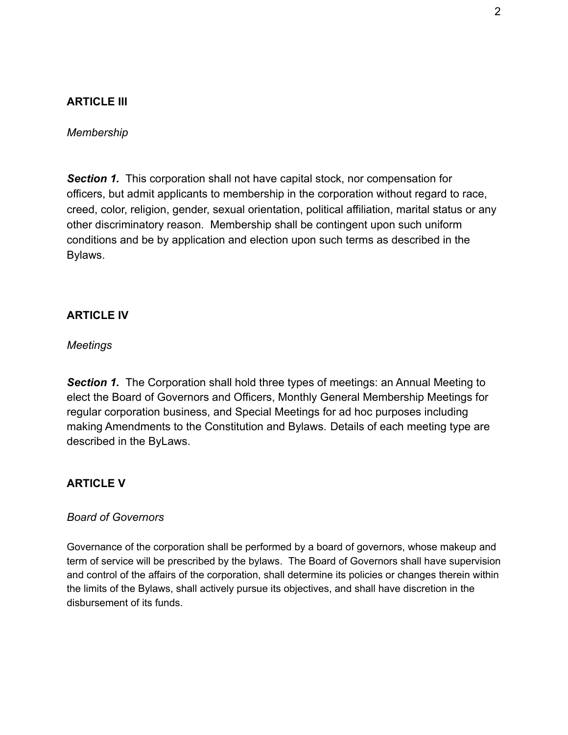## ARTICLE III

*Membership*

***Section 1.*** This corporation shall not have capital stock, nor compensation for officers, but admit applicants to membership in the corporation without regard to race, creed, color, religion, gender, sexual orientation, political affiliation, marital status or any other discriminatory reason. Membership shall be contingent upon such uniform conditions and be by application and election upon such terms as described in the Bylaws.

## ARTICLE IV

*Meetings*

***Section 1.*** The Corporation shall hold three types of meetings: an Annual Meeting to elect the Board of Governors and Officers, Monthly General Membership Meetings for regular corporation business, and Special Meetings for ad hoc purposes including making Amendments to the Constitution and Bylaws. Details of each meeting type are described in the ByLaws.

## ARTICLE V

*Board of Governors*

Governance of the corporation shall be performed by a board of governors, whose makeup and term of service will be prescribed by the bylaws. The Board of Governors shall have supervision and control of the affairs of the corporation, shall determine its policies or changes therein within the limits of the Bylaws, shall actively pursue its objectives, and shall have discretion in the disbursement of its funds.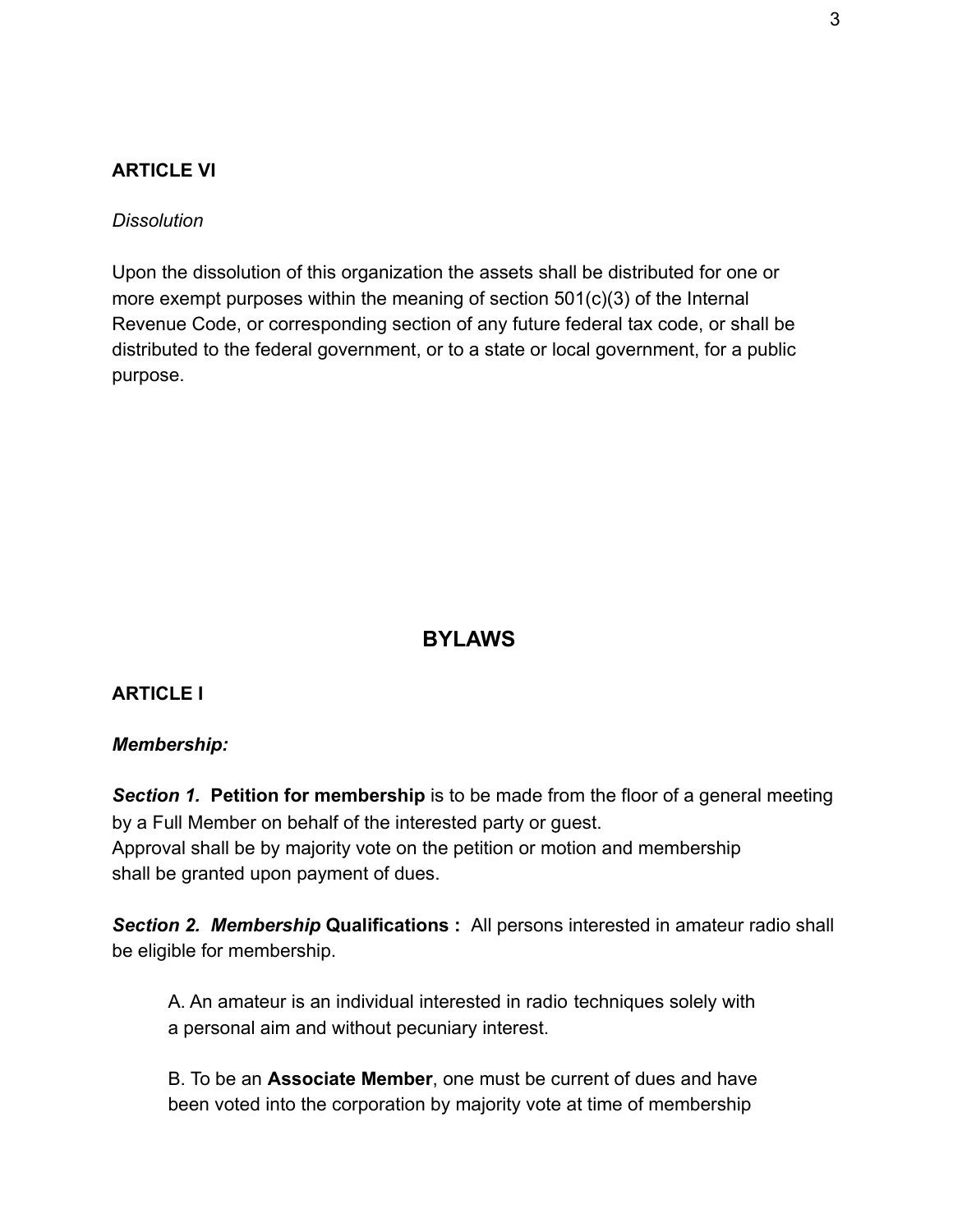**ARTICLE VI**

*Dissolution*

Upon the dissolution of this organization the assets shall be distributed for one or more exempt purposes within the meaning of section 501(c)(3) of the Internal Revenue Code, or corresponding section of any future federal tax code, or shall be distributed to the federal government, or to a state or local government, for a public purpose.

## BYLAWS

**ARTICLE I**

***Membership:***

***Section 1.*** **Petition for membership** is to be made from the floor of a general meeting by a Full Member on behalf of the interested party or guest.
Approval shall be by majority vote on the petition or motion and membership shall be granted upon payment of dues.

***Section 2. Membership*** **Qualifications :** All persons interested in amateur radio shall be eligible for membership.

A. An amateur is an individual interested in radio techniques solely with a personal aim and without pecuniary interest.

B. To be an **Associate Member**, one must be current of dues and have been voted into the corporation by majority vote at time of membership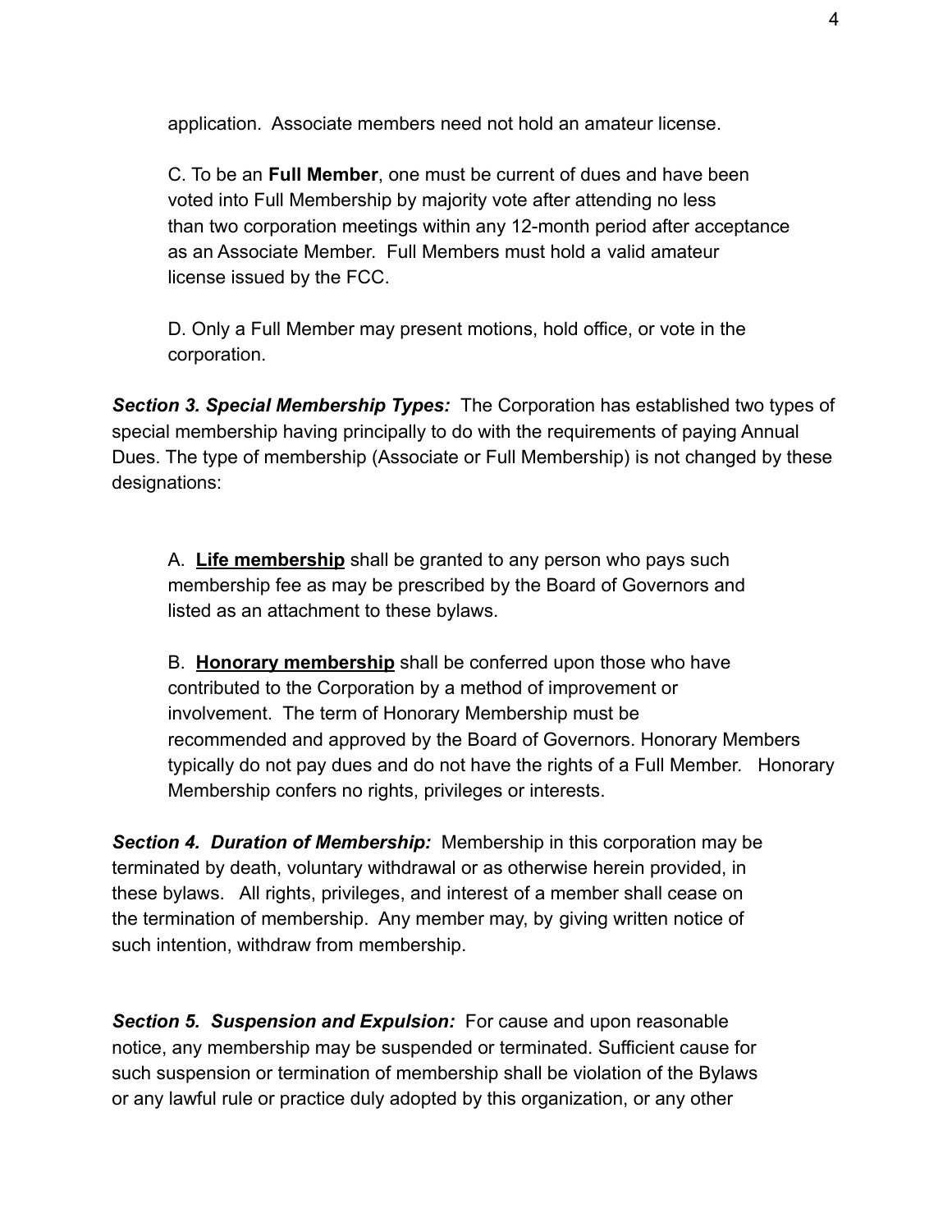application. Associate members need not hold an amateur license.

C. To be an **Full Member**, one must be current of dues and have been voted into Full Membership by majority vote after attending no less than two corporation meetings within any 12-month period after acceptance as an Associate Member. Full Members must hold a valid amateur license issued by the FCC.

D. Only a Full Member may present motions, hold office, or vote in the corporation.

***Section 3. Special Membership Types:*** The Corporation has established two types of special membership having principally to do with the requirements of paying Annual Dues. The type of membership (Associate or Full Membership) is not changed by these designations:

A. <u>**Life membership**</u> shall be granted to any person who pays such membership fee as may be prescribed by the Board of Governors and listed as an attachment to these bylaws.

B. <u>**Honorary membership**</u> shall be conferred upon those who have contributed to the Corporation by a method of improvement or involvement. The term of Honorary Membership must be recommended and approved by the Board of Governors. Honorary Members typically do not pay dues and do not have the rights of a Full Member. Honorary Membership confers no rights, privileges or interests.

***Section 4. Duration of Membership:*** Membership in this corporation may be terminated by death, voluntary withdrawal or as otherwise herein provided, in these bylaws. All rights, privileges, and interest of a member shall cease on the termination of membership. Any member may, by giving written notice of such intention, withdraw from membership.

***Section 5. Suspension and Expulsion:*** For cause and upon reasonable notice, any membership may be suspended or terminated. Sufficient cause for such suspension or termination of membership shall be violation of the Bylaws or any lawful rule or practice duly adopted by this organization, or any other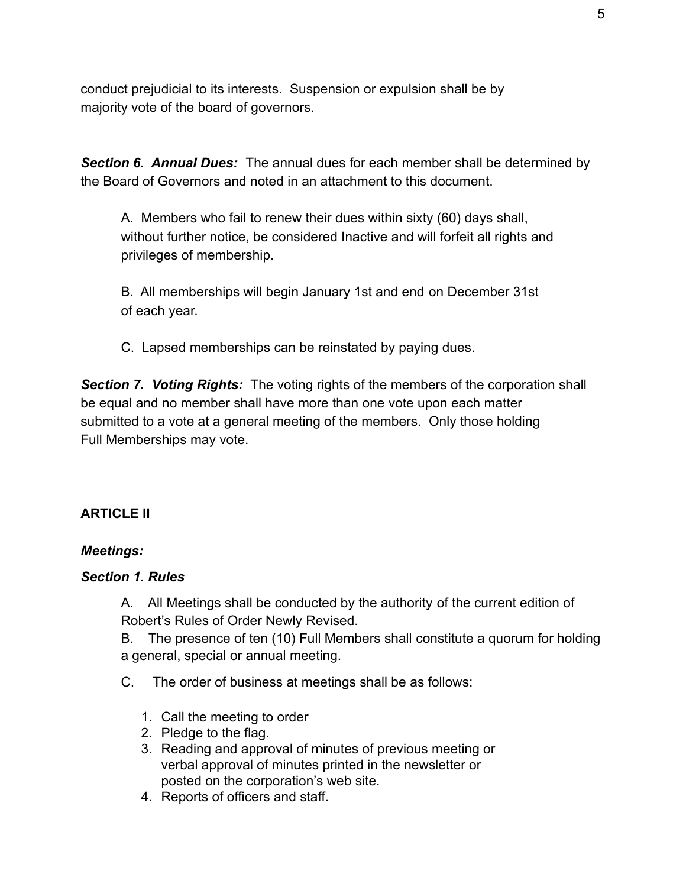conduct prejudicial to its interests. Suspension or expulsion shall be by majority vote of the board of governors.

***Section 6. Annual Dues:*** The annual dues for each member shall be determined by the Board of Governors and noted in an attachment to this document.

A. Members who fail to renew their dues within sixty (60) days shall, without further notice, be considered Inactive and will forfeit all rights and privileges of membership.

B. All memberships will begin January 1st and end on December 31st of each year.

C. Lapsed memberships can be reinstated by paying dues.

***Section 7. Voting Rights:*** The voting rights of the members of the corporation shall be equal and no member shall have more than one vote upon each matter submitted to a vote at a general meeting of the members. Only those holding Full Memberships may vote.

## ARTICLE II

***Meetings:***

***Section 1. Rules***

A. All Meetings shall be conducted by the authority of the current edition of Robert's Rules of Order Newly Revised.

B. The presence of ten (10) Full Members shall constitute a quorum for holding a general, special or annual meeting.

C. The order of business at meetings shall be as follows:

1. Call the meeting to order
2. Pledge to the flag.
3. Reading and approval of minutes of previous meeting or verbal approval of minutes printed in the newsletter or posted on the corporation's web site.
4. Reports of officers and staff.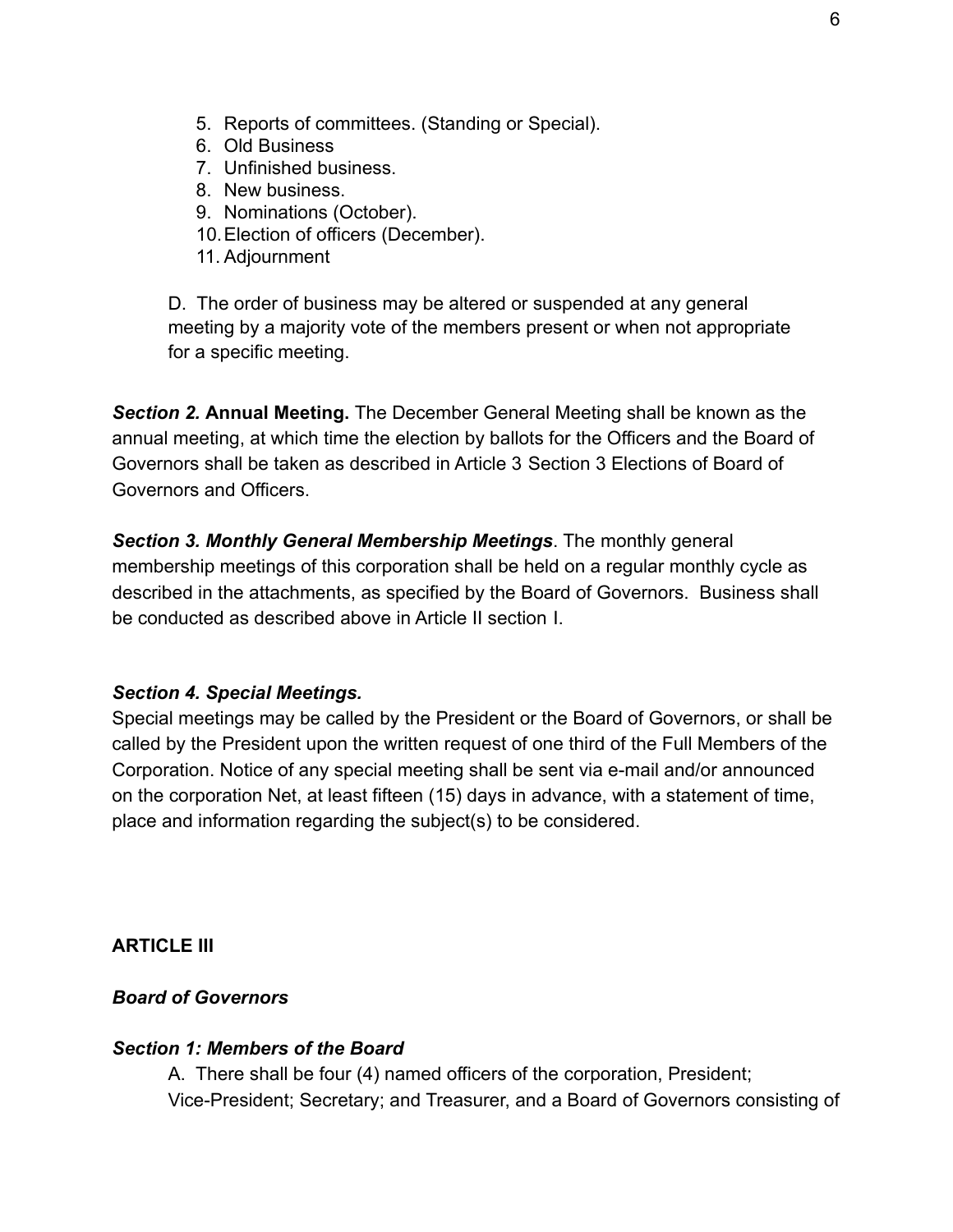5. Reports of committees. (Standing or Special).
6. Old Business
7. Unfinished business.
8. New business.
9. Nominations (October).
10. Election of officers (December).
11. Adjournment

D. The order of business may be altered or suspended at any general meeting by a majority vote of the members present or when not appropriate for a specific meeting.

***Section 2.*** **Annual Meeting.** The December General Meeting shall be known as the annual meeting, at which time the election by ballots for the Officers and the Board of Governors shall be taken as described in Article 3 Section 3 Elections of Board of Governors and Officers.

***Section 3. Monthly General Membership Meetings***. The monthly general membership meetings of this corporation shall be held on a regular monthly cycle as described in the attachments, as specified by the Board of Governors. Business shall be conducted as described above in Article II section I.

***Section 4. Special Meetings.***

Special meetings may be called by the President or the Board of Governors, or shall be called by the President upon the written request of one third of the Full Members of the Corporation. Notice of any special meeting shall be sent via e-mail and/or announced on the corporation Net, at least fifteen (15) days in advance, with a statement of time, place and information regarding the subject(s) to be considered.

## ARTICLE III

### *Board of Governors*

#### *Section 1: Members of the Board*

A. There shall be four (4) named officers of the corporation, President; Vice-President; Secretary; and Treasurer, and a Board of Governors consisting of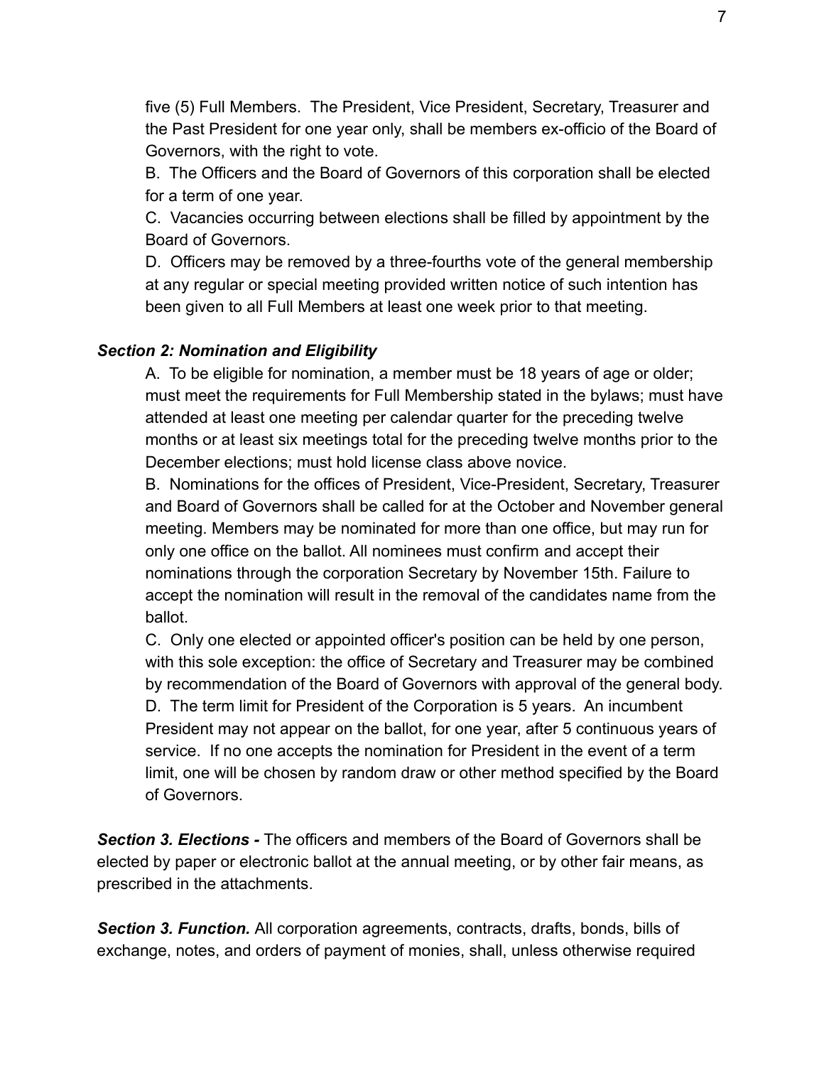five (5) Full Members. The President, Vice President, Secretary, Treasurer and the Past President for one year only, shall be members ex-officio of the Board of Governors, with the right to vote.

B. The Officers and the Board of Governors of this corporation shall be elected for a term of one year.

C. Vacancies occurring between elections shall be filled by appointment by the Board of Governors.

D. Officers may be removed by a three-fourths vote of the general membership at any regular or special meeting provided written notice of such intention has been given to all Full Members at least one week prior to that meeting.

***Section 2: Nomination and Eligibility***

A. To be eligible for nomination, a member must be 18 years of age or older; must meet the requirements for Full Membership stated in the bylaws; must have attended at least one meeting per calendar quarter for the preceding twelve months or at least six meetings total for the preceding twelve months prior to the December elections; must hold license class above novice.

B. Nominations for the offices of President, Vice-President, Secretary, Treasurer and Board of Governors shall be called for at the October and November general meeting. Members may be nominated for more than one office, but may run for only one office on the ballot. All nominees must confirm and accept their nominations through the corporation Secretary by November 15th. Failure to accept the nomination will result in the removal of the candidates name from the ballot.

C. Only one elected or appointed officer's position can be held by one person, with this sole exception: the office of Secretary and Treasurer may be combined by recommendation of the Board of Governors with approval of the general body.

D. The term limit for President of the Corporation is 5 years. An incumbent President may not appear on the ballot, for one year, after 5 continuous years of service. If no one accepts the nomination for President in the event of a term limit, one will be chosen by random draw or other method specified by the Board of Governors.

***Section 3. Elections -*** The officers and members of the Board of Governors shall be elected by paper or electronic ballot at the annual meeting, or by other fair means, as prescribed in the attachments.

***Section 3. Function.*** All corporation agreements, contracts, drafts, bonds, bills of exchange, notes, and orders of payment of monies, shall, unless otherwise required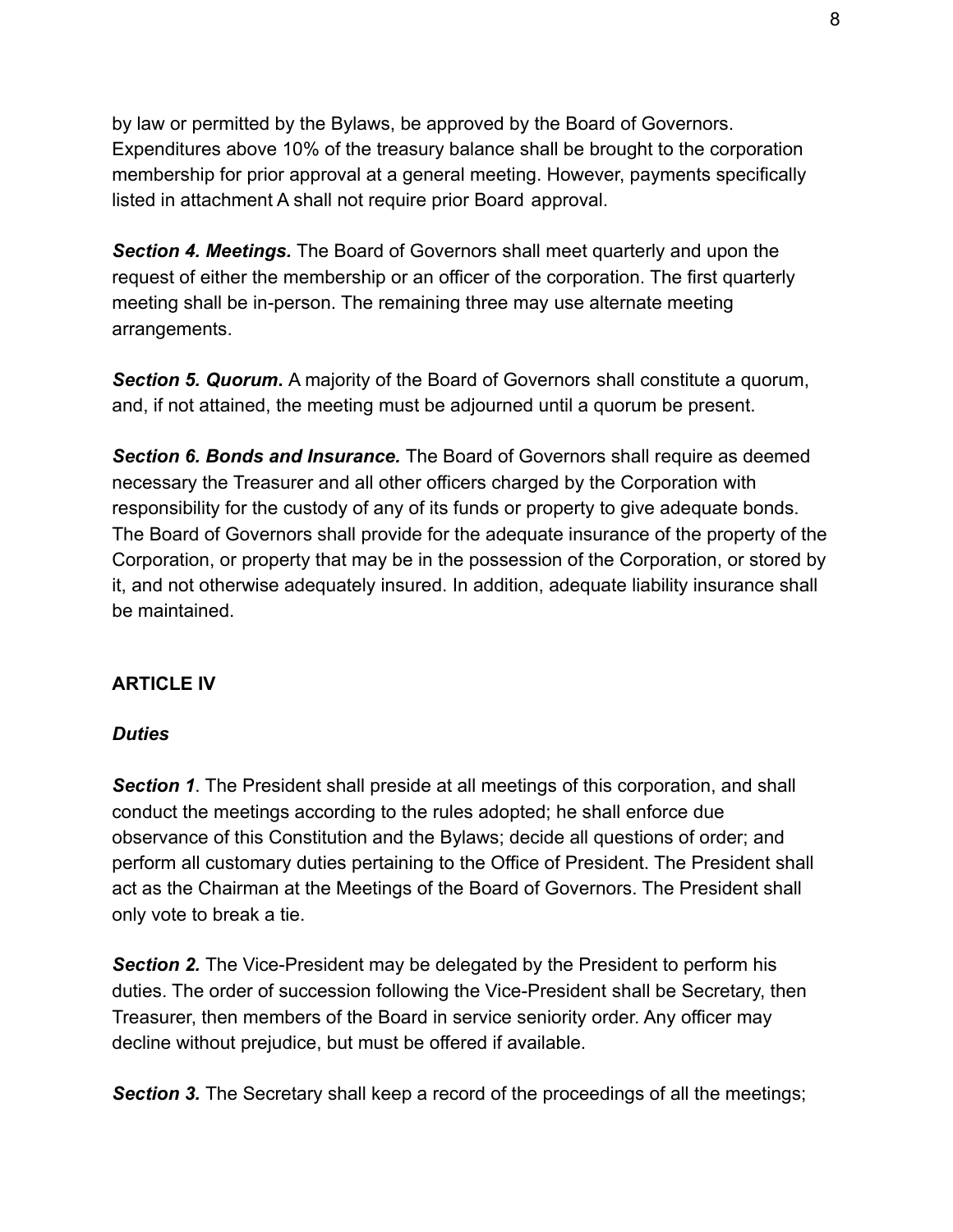by law or permitted by the Bylaws, be approved by the Board of Governors. Expenditures above 10% of the treasury balance shall be brought to the corporation membership for prior approval at a general meeting. However, payments specifically listed in attachment A shall not require prior Board approval.

***Section 4. Meetings.*** The Board of Governors shall meet quarterly and upon the request of either the membership or an officer of the corporation. The first quarterly meeting shall be in-person. The remaining three may use alternate meeting arrangements.

***Section 5. Quorum*****.** A majority of the Board of Governors shall constitute a quorum, and, if not attained, the meeting must be adjourned until a quorum be present.

***Section 6. Bonds and Insurance.*** The Board of Governors shall require as deemed necessary the Treasurer and all other officers charged by the Corporation with responsibility for the custody of any of its funds or property to give adequate bonds. The Board of Governors shall provide for the adequate insurance of the property of the Corporation, or property that may be in the possession of the Corporation, or stored by it, and not otherwise adequately insured. In addition, adequate liability insurance shall be maintained.

## ARTICLE IV

### *Duties*

***Section 1***. The President shall preside at all meetings of this corporation, and shall conduct the meetings according to the rules adopted; he shall enforce due observance of this Constitution and the Bylaws; decide all questions of order; and perform all customary duties pertaining to the Office of President. The President shall act as the Chairman at the Meetings of the Board of Governors. The President shall only vote to break a tie.

***Section 2.*** The Vice-President may be delegated by the President to perform his duties. The order of succession following the Vice-President shall be Secretary, then Treasurer, then members of the Board in service seniority order. Any officer may decline without prejudice, but must be offered if available.

***Section 3.*** The Secretary shall keep a record of the proceedings of all the meetings;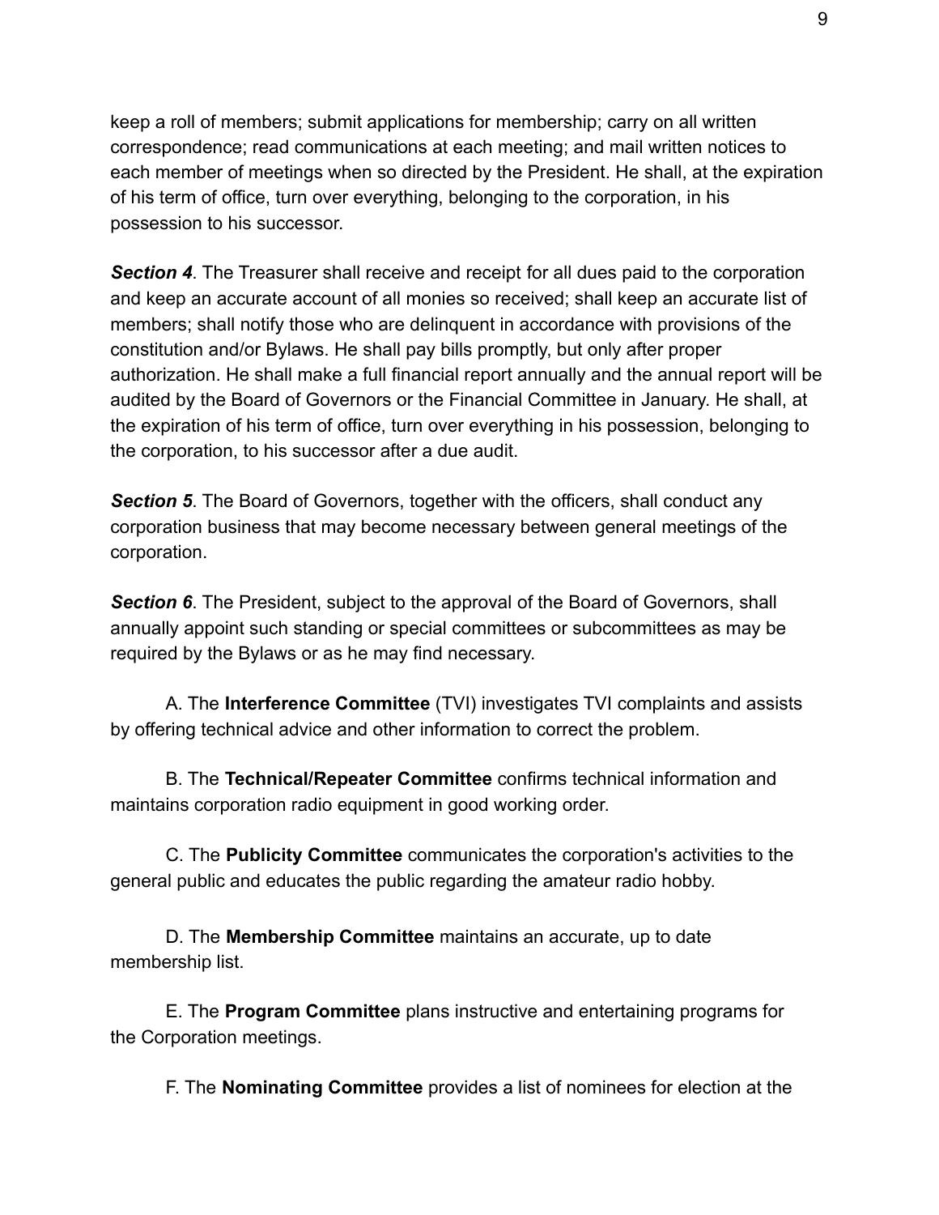keep a roll of members; submit applications for membership; carry on all written correspondence; read communications at each meeting; and mail written notices to each member of meetings when so directed by the President. He shall, at the expiration of his term of office, turn over everything, belonging to the corporation, in his possession to his successor.

***Section 4***. The Treasurer shall receive and receipt for all dues paid to the corporation and keep an accurate account of all monies so received; shall keep an accurate list of members; shall notify those who are delinquent in accordance with provisions of the constitution and/or Bylaws. He shall pay bills promptly, but only after proper authorization. He shall make a full financial report annually and the annual report will be audited by the Board of Governors or the Financial Committee in January. He shall, at the expiration of his term of office, turn over everything in his possession, belonging to the corporation, to his successor after a due audit.

***Section 5***. The Board of Governors, together with the officers, shall conduct any corporation business that may become necessary between general meetings of the corporation.

***Section 6***. The President, subject to the approval of the Board of Governors, shall annually appoint such standing or special committees or subcommittees as may be required by the Bylaws or as he may find necessary.

A. The **Interference Committee** (TVI) investigates TVI complaints and assists by offering technical advice and other information to correct the problem.

B. The **Technical/Repeater Committee** confirms technical information and maintains corporation radio equipment in good working order.

C. The **Publicity Committee** communicates the corporation's activities to the general public and educates the public regarding the amateur radio hobby.

D. The **Membership Committee** maintains an accurate, up to date membership list.

E. The **Program Committee** plans instructive and entertaining programs for the Corporation meetings.

F. The **Nominating Committee** provides a list of nominees for election at the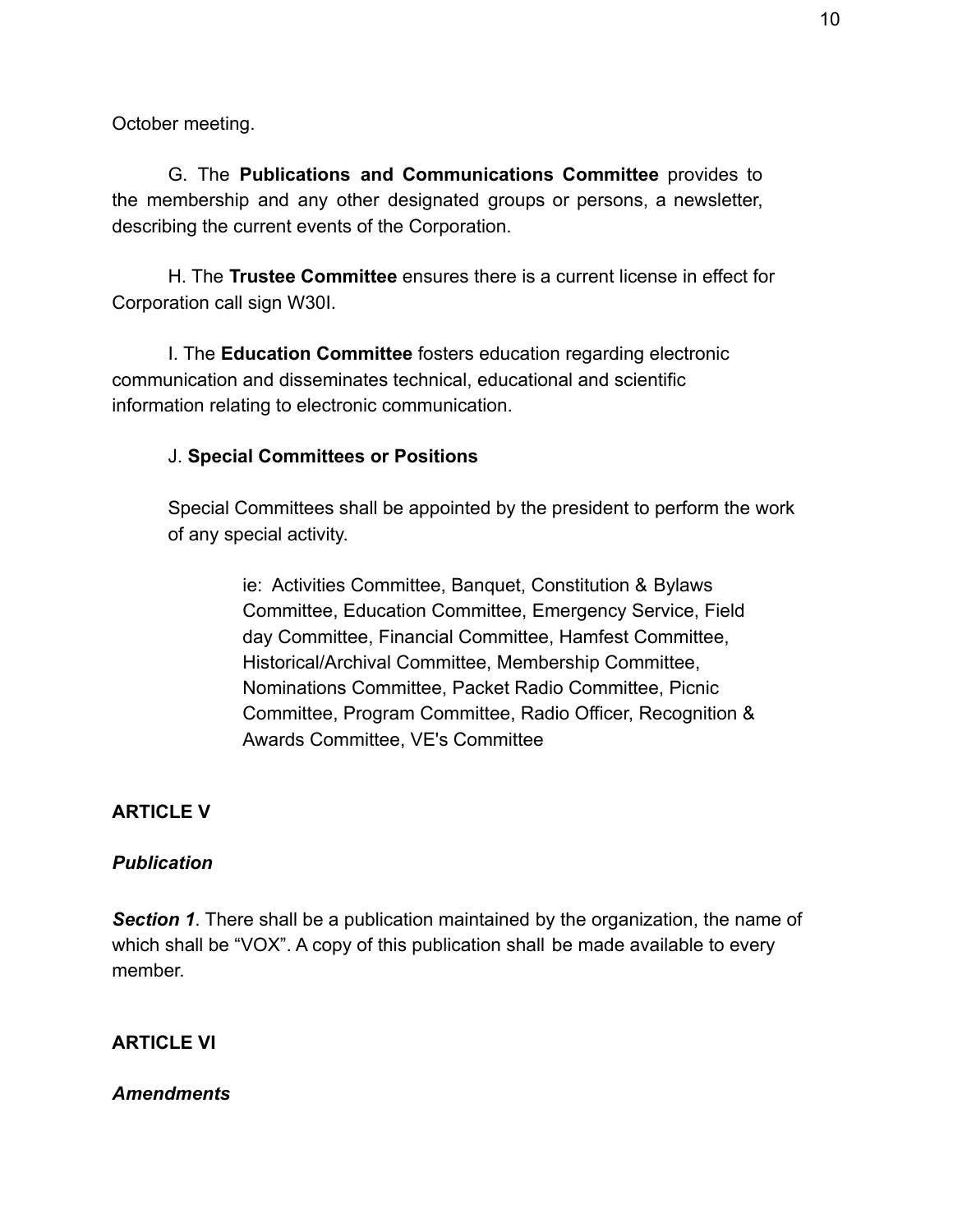October meeting.

G. The **Publications and Communications Committee** provides to the membership and any other designated groups or persons, a newsletter, describing the current events of the Corporation.

H. The **Trustee Committee** ensures there is a current license in effect for Corporation call sign W30I.

I. The **Education Committee** fosters education regarding electronic communication and disseminates technical, educational and scientific information relating to electronic communication.

J. **Special Committees or Positions**

Special Committees shall be appointed by the president to perform the work of any special activity.

ie: Activities Committee, Banquet, Constitution & Bylaws Committee, Education Committee, Emergency Service, Field day Committee, Financial Committee, Hamfest Committee, Historical/Archival Committee, Membership Committee, Nominations Committee, Packet Radio Committee, Picnic Committee, Program Committee, Radio Officer, Recognition & Awards Committee, VE's Committee

## ARTICLE V

### *Publication*

***Section 1***. There shall be a publication maintained by the organization, the name of which shall be "VOX". A copy of this publication shall be made available to every member.

## ARTICLE VI

### *Amendments*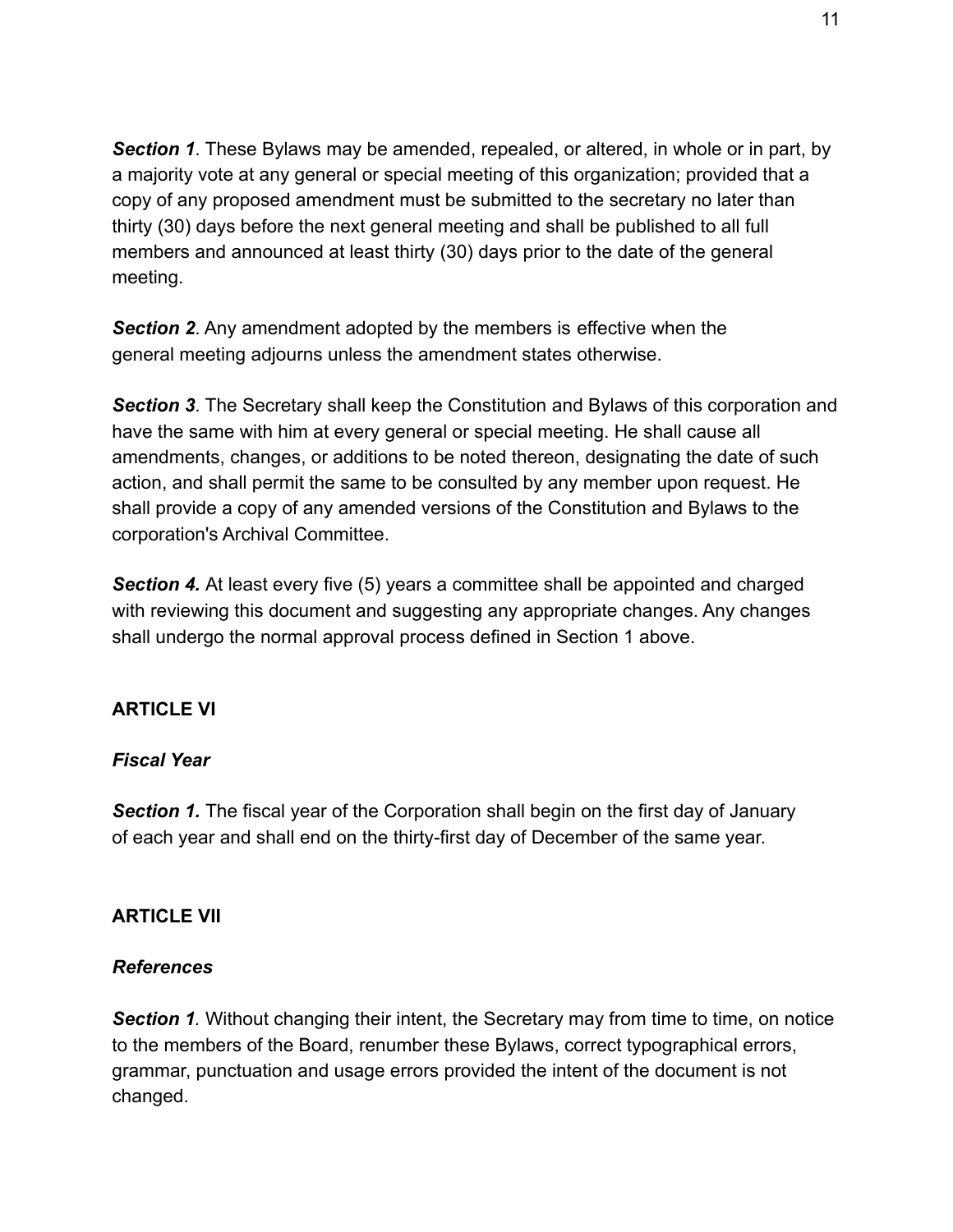***Section 1***. These Bylaws may be amended, repealed, or altered, in whole or in part, by a majority vote at any general or special meeting of this organization; provided that a copy of any proposed amendment must be submitted to the secretary no later than thirty (30) days before the next general meeting and shall be published to all full members and announced at least thirty (30) days prior to the date of the general meeting.

***Section 2***. Any amendment adopted by the members is effective when the general meeting adjourns unless the amendment states otherwise.

***Section 3***. The Secretary shall keep the Constitution and Bylaws of this corporation and have the same with him at every general or special meeting. He shall cause all amendments, changes, or additions to be noted thereon, designating the date of such action, and shall permit the same to be consulted by any member upon request. He shall provide a copy of any amended versions of the Constitution and Bylaws to the corporation's Archival Committee.

***Section 4.*** At least every five (5) years a committee shall be appointed and charged with reviewing this document and suggesting any appropriate changes. Any changes shall undergo the normal approval process defined in Section 1 above.

## ARTICLE VI

### *Fiscal Year*

***Section 1.*** The fiscal year of the Corporation shall begin on the first day of January of each year and shall end on the thirty-first day of December of the same year.

## ARTICLE VII

### *References*

***Section 1****.* Without changing their intent, the Secretary may from time to time, on notice to the members of the Board, renumber these Bylaws, correct typographical errors, grammar, punctuation and usage errors provided the intent of the document is not changed.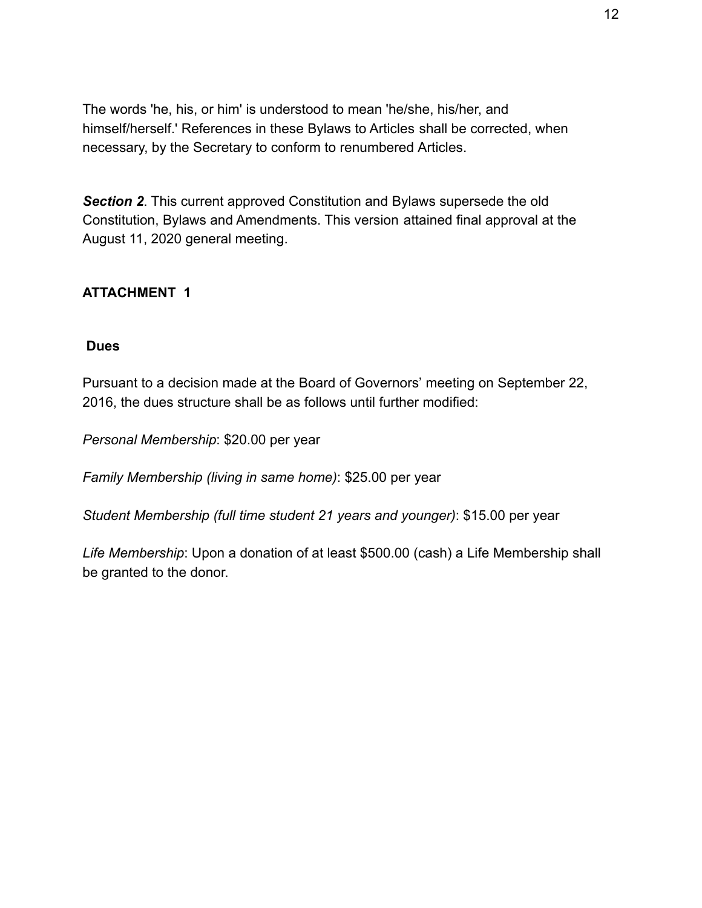The words 'he, his, or him' is understood to mean 'he/she, his/her, and himself/herself.' References in these Bylaws to Articles shall be corrected, when necessary, by the Secretary to conform to renumbered Articles.

***Section 2***. This current approved Constitution and Bylaws supersede the old Constitution, Bylaws and Amendments. This version attained final approval at the August 11, 2020 general meeting.

**ATTACHMENT 1**

**Dues**

Pursuant to a decision made at the Board of Governors' meeting on September 22, 2016, the dues structure shall be as follows until further modified:

*Personal Membership*: $20.00 per year

*Family Membership (living in same home)*: $25.00 per year

*Student Membership (full time student 21 years and younger)*: $15.00 per year

*Life Membership*: Upon a donation of at least $500.00 (cash) a Life Membership shall be granted to the donor.